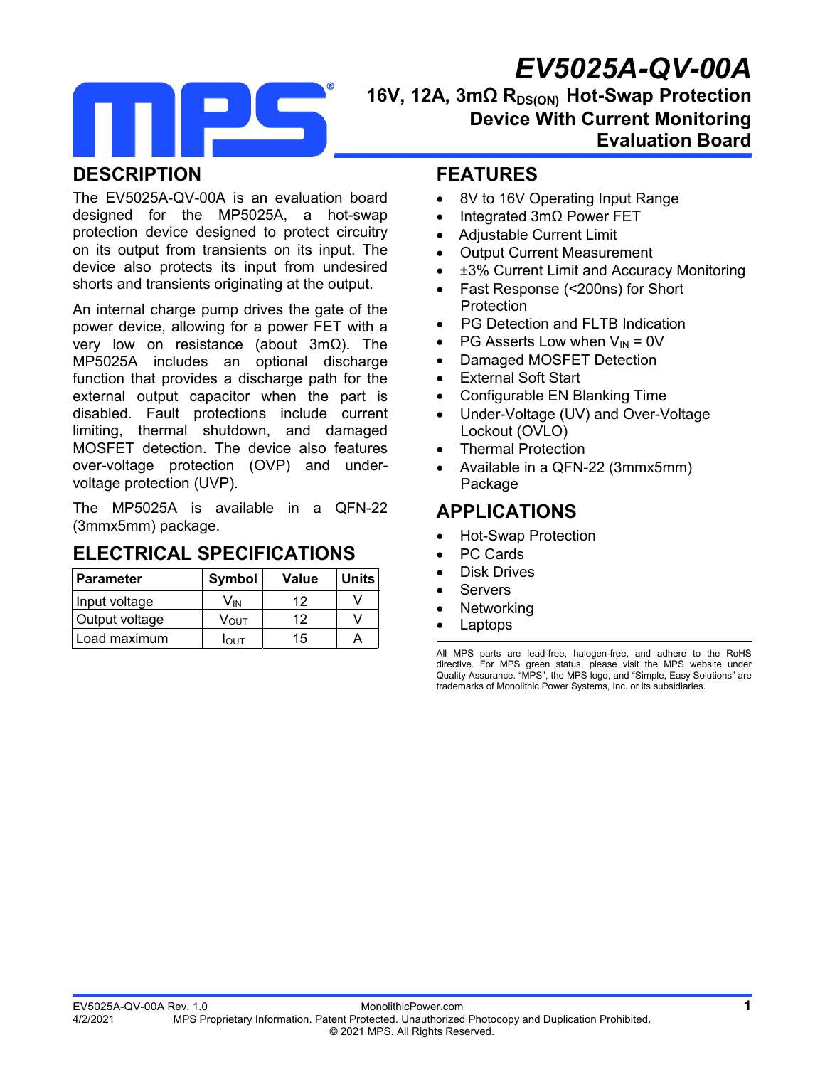# EV5025A-QV-00A

## 16V, 12A, 3mΩ $R_{DS(ON)}$ Hot-Swap Protection Device With Current Monitoring Evaluation Board

## DESCRIPTION

The EV5025A-QV-00A is an evaluation board designed for the MP5025A, a hot-swap protection device designed to protect circuitry on its output from transients on its input. The device also protects its input from undesired shorts and transients originating at the output.

An internal charge pump drives the gate of the power device, allowing for a power FET with a very low on resistance (about 3mΩ). The MP5025A includes an optional discharge function that provides a discharge path for the external output capacitor when the part is disabled. Fault protections include current limiting, thermal shutdown, and damaged MOSFET detection. The device also features over-voltage protection (OVP) and under-voltage protection (UVP).

The MP5025A is available in a QFN-22 (3mmx5mm) package.

## ELECTRICAL SPECIFICATIONS

| Parameter | Symbol | Value | Units |
|---|---|---|---|
| Input voltage | $V_{IN}$ | 12 | V |
| Output voltage | $V_{OUT}$ | 12 | V |
| Load maximum | $I_{OUT}$ | 15 | A |

## FEATURES

- 8V to 16V Operating Input Range
- Integrated 3mΩ Power FET
- Adjustable Current Limit
- Output Current Measurement
- ±3% Current Limit and Accuracy Monitoring
- Fast Response (<200ns) for Short Protection
- PG Detection and FLTB Indication
- PG Asserts Low when $V_{IN}$ = 0V
- Damaged MOSFET Detection
- External Soft Start
- Configurable EN Blanking Time
- Under-Voltage (UV) and Over-Voltage Lockout (OVLO)
- Thermal Protection
- Available in a QFN-22 (3mmx5mm) Package

## APPLICATIONS

- Hot-Swap Protection
- PC Cards
- Disk Drives
- Servers
- Networking
- Laptops

All MPS parts are lead-free, halogen-free, and adhere to the RoHS directive. For MPS green status, please visit the MPS website under Quality Assurance. "MPS", the MPS logo, and "Simple, Easy Solutions" are trademarks of Monolithic Power Systems, Inc. or its subsidiaries.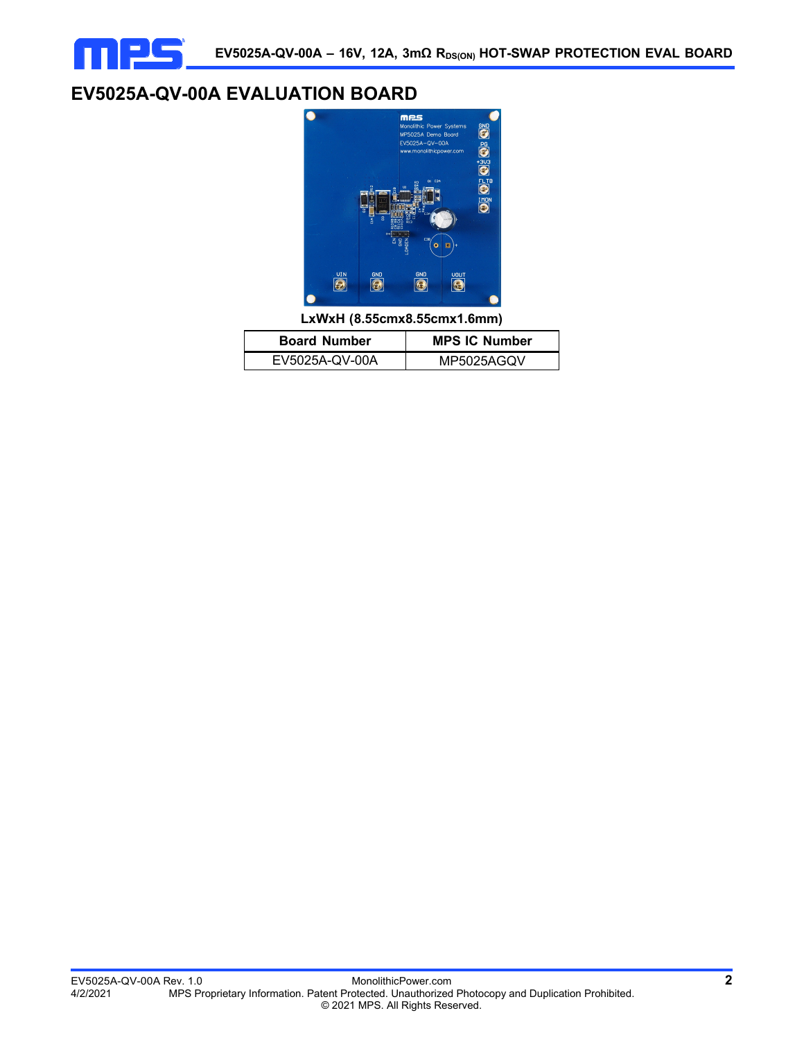# EV5025A-QV-00A EVALUATION BOARD

**LxWxH (8.55cmx8.55cmx1.6mm)**

| Board Number | MPS IC Number |
|---|---|
| EV5025A-QV-00A | MP5025AGQV |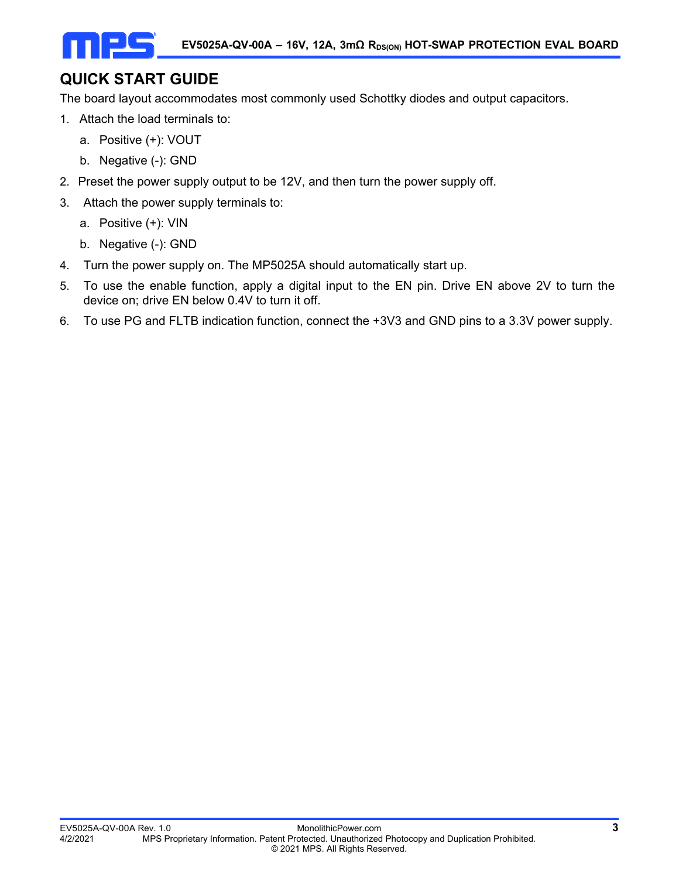## QUICK START GUIDE

The board layout accommodates most commonly used Schottky diodes and output capacitors.

1. Attach the load terminals to:
   a. Positive (+): VOUT
   b. Negative (-): GND
2. Preset the power supply output to be 12V, and then turn the power supply off.
3. Attach the power supply terminals to:
   a. Positive (+): VIN
   b. Negative (-): GND
4. Turn the power supply on. The MP5025A should automatically start up.
5. To use the enable function, apply a digital input to the EN pin. Drive EN above 2V to turn the device on; drive EN below 0.4V to turn it off.
6. To use PG and FLTB indication function, connect the +3V3 and GND pins to a 3.3V power supply.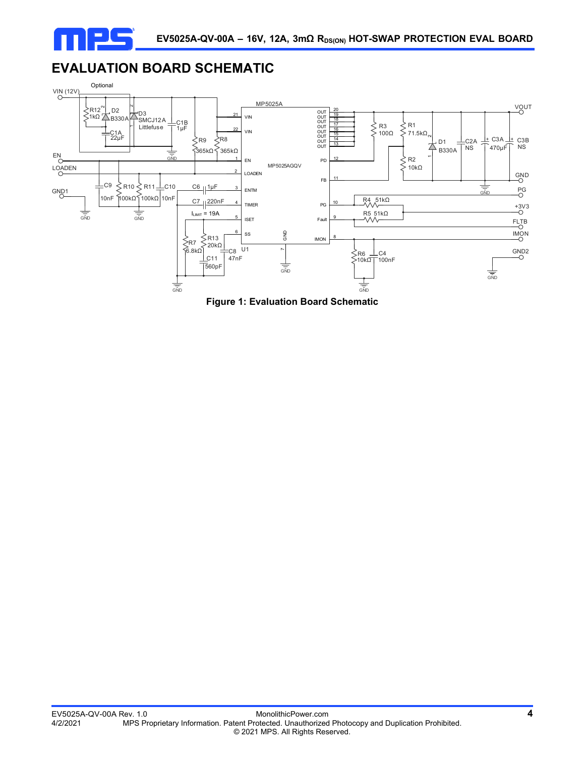## EVALUATION BOARD SCHEMATIC

**Figure 1: Evaluation Board Schematic**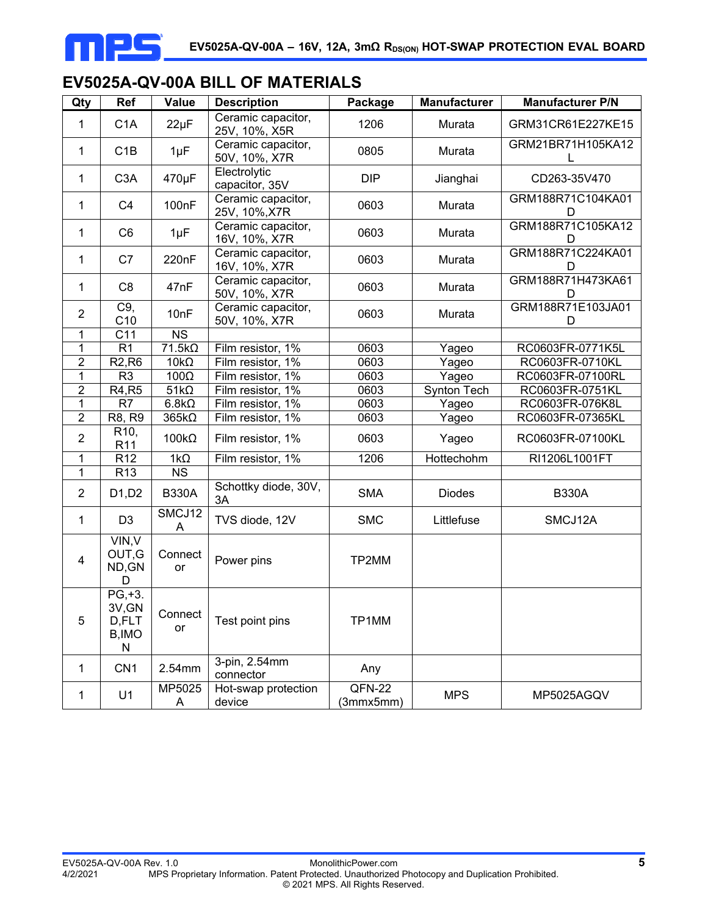## EV5025A-QV-00A BILL OF MATERIALS

| Qty | Ref | Value | Description | Package | Manufacturer | Manufacturer P/N |
|---|---|---|---|---|---|---|
| 1 | C1A | 22µF | Ceramic capacitor, 25V, 10%, X5R | 1206 | Murata | GRM31CR61E227KE15 |
| 1 | C1B | 1µF | Ceramic capacitor, 50V, 10%, X7R | 0805 | Murata | GRM21BR71H105KA12L |
| 1 | C3A | 470µF | Electrolytic capacitor, 35V | DIP | Jianghai | CD263-35V470 |
| 1 | C4 | 100nF | Ceramic capacitor, 25V, 10%,X7R | 0603 | Murata | GRM188R71C104KA01D |
| 1 | C6 | 1µF | Ceramic capacitor, 16V, 10%, X7R | 0603 | Murata | GRM188R71C105KA12D |
| 1 | C7 | 220nF | Ceramic capacitor, 16V, 10%, X7R | 0603 | Murata | GRM188R71C224KA01D |
| 1 | C8 | 47nF | Ceramic capacitor, 50V, 10%, X7R | 0603 | Murata | GRM188R71H473KA61D |
| 2 | C9, C10 | 10nF | Ceramic capacitor, 50V, 10%, X7R | 0603 | Murata | GRM188R71E103JA01D |
| 1 | C11 | NS | | | | |
| 1 | R1 | 71.5kΩ | Film resistor, 1% | 0603 | Yageo | RC0603FR-0771K5L |
| 2 | R2,R6 | 10kΩ | Film resistor, 1% | 0603 | Yageo | RC0603FR-0710KL |
| 1 | R3 | 100Ω | Film resistor, 1% | 0603 | Yageo | RC0603FR-07100RL |
| 2 | R4,R5 | 51kΩ | Film resistor, 1% | 0603 | Synton Tech | RC0603FR-0751KL |
| 1 | R7 | 6.8kΩ | Film resistor, 1% | 0603 | Yageo | RC0603FR-076K8L |
| 2 | R8, R9 | 365kΩ | Film resistor, 1% | 0603 | Yageo | RC0603FR-07365KL |
| 2 | R10, R11 | 100kΩ | Film resistor, 1% | 0603 | Yageo | RC0603FR-07100KL |
| 1 | R12 | 1kΩ | Film resistor, 1% | 1206 | Hottechohm | RI1206L1001FT |
| 1 | R13 | NS | | | | |
| 2 | D1,D2 | B330A | Schottky diode, 30V, 3A | SMA | Diodes | B330A |
| 1 | D3 | SMCJ12A | TVS diode, 12V | SMC | Littlefuse | SMCJ12A |
| 4 | VIN,VOUT,GND,GND | Connector | Power pins | TP2MM | | |
| 5 | PG,+3.3V,GND,FLTB,IMON | Connector | Test point pins | TP1MM | | |
| 1 | CN1 | 2.54mm | 3-pin, 2.54mm connector | Any | | |
| 1 | U1 | MP5025A | Hot-swap protection device | QFN-22 (3mmx5mm) | MPS | MP5025AGQV |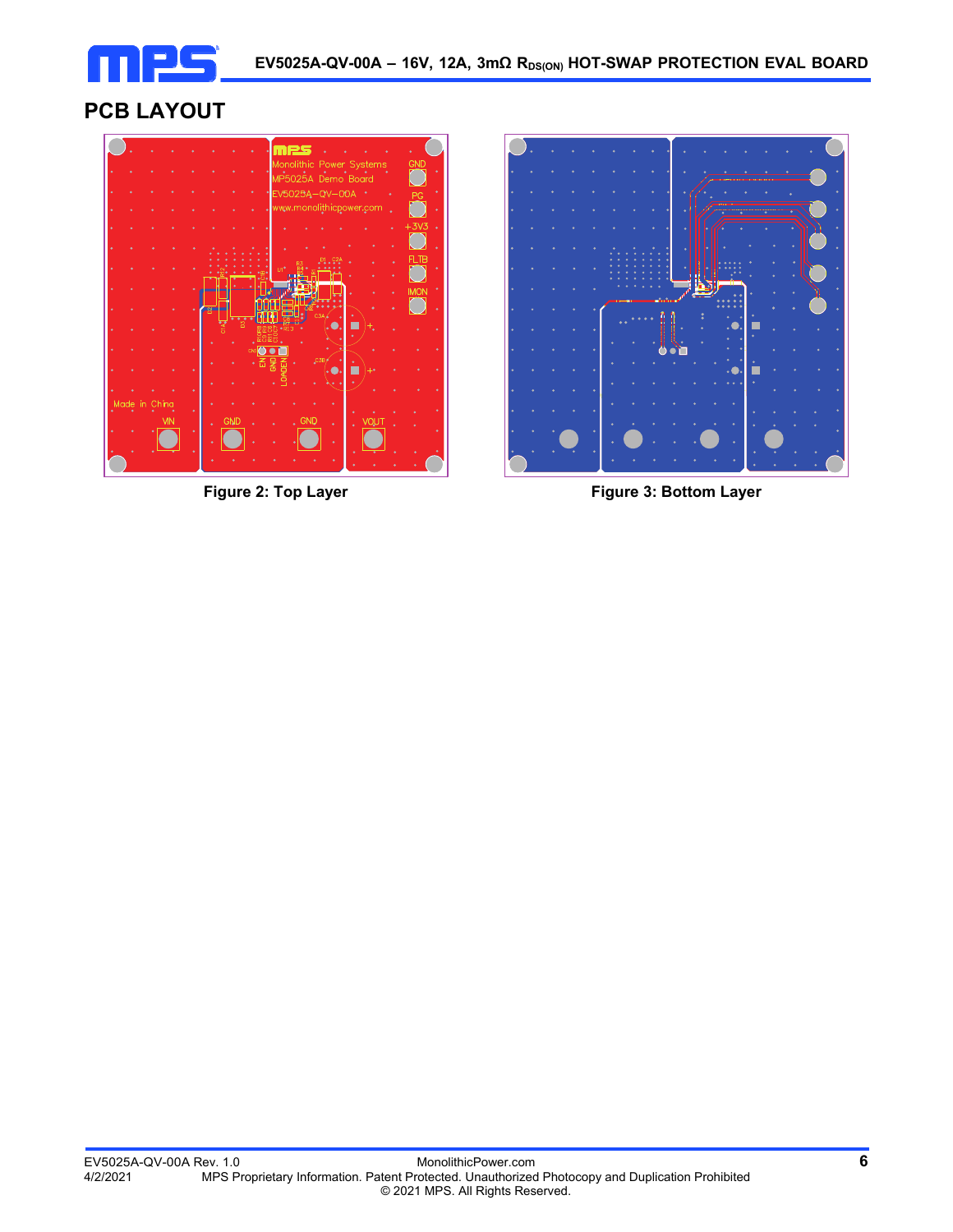## PCB LAYOUT

Figure 2: Top Layer

Figure 3: Bottom Layer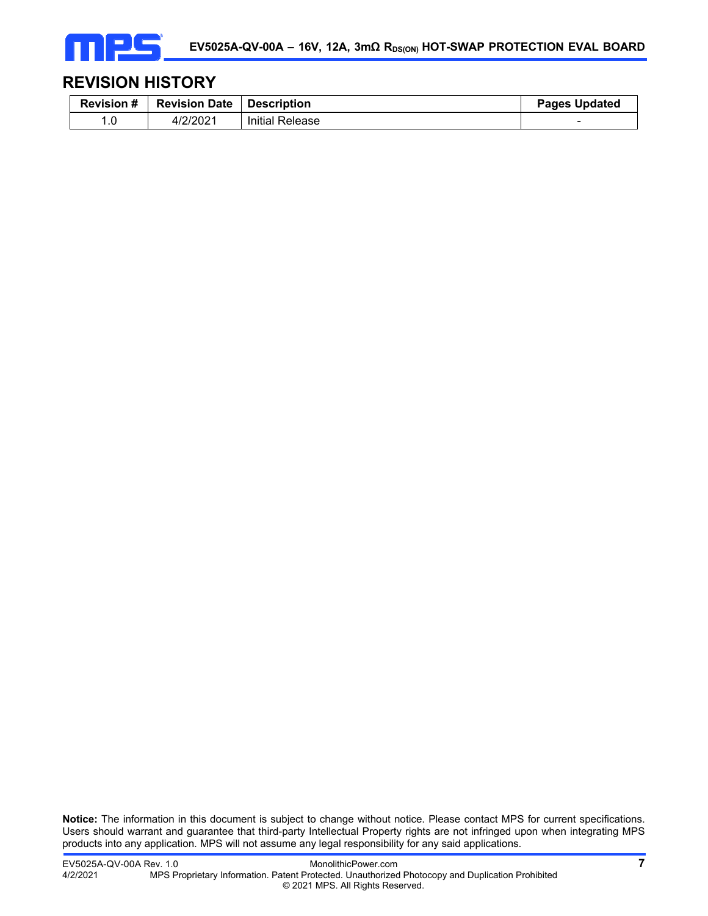## REVISION HISTORY

| Revision # | Revision Date | Description | Pages Updated |
|---|---|---|---|
| 1.0 | 4/2/2021 | Initial Release | - |

**Notice:** The information in this document is subject to change without notice. Please contact MPS for current specifications. Users should warrant and guarantee that third-party Intellectual Property rights are not infringed upon when integrating MPS products into any application. MPS will not assume any legal responsibility for any said applications.